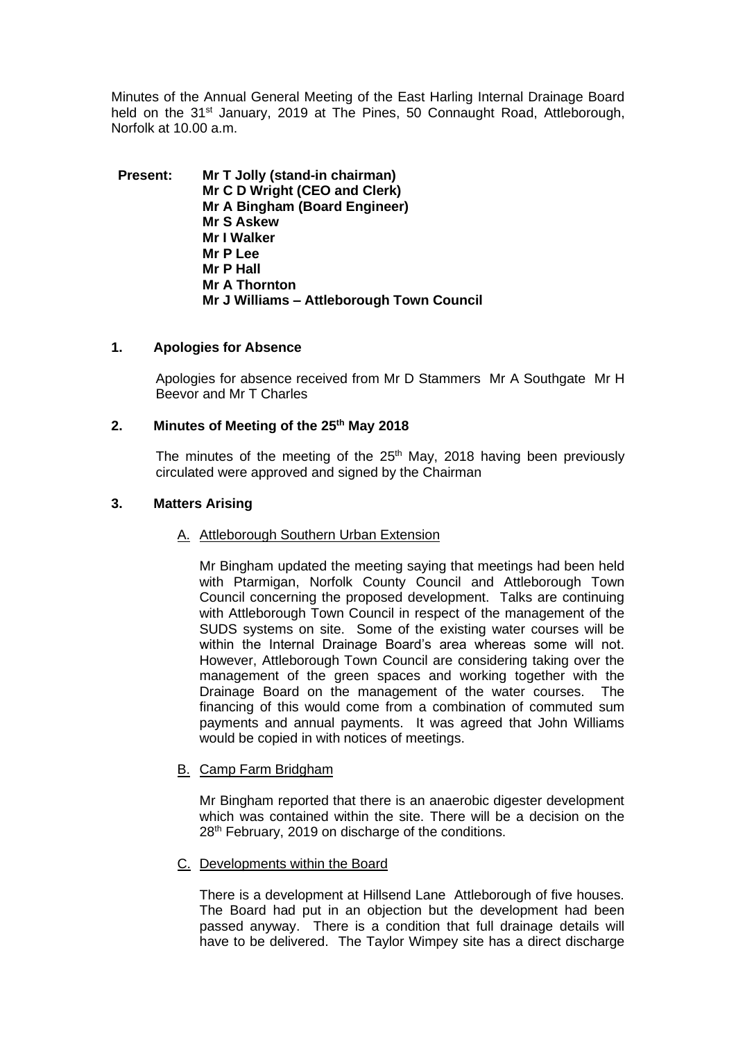Minutes of the Annual General Meeting of the East Harling Internal Drainage Board held on the 31st January, 2019 at The Pines, 50 Connaught Road, Attleborough, Norfolk at 10.00 a.m.

**Present:** **Mr T Jolly (stand-in chairman)**
**Mr C D Wright (CEO and Clerk)**
**Mr A Bingham (Board Engineer)**
**Mr S Askew**
**Mr I Walker**
**Mr P Lee**
**Mr P Hall**
**Mr A Thornton**
**Mr J Williams – Attleborough Town Council**

## 1. Apologies for Absence

Apologies for absence received from Mr D Stammers Mr A Southgate Mr H Beevor and Mr T Charles

## 2. Minutes of Meeting of the 25th May 2018

The minutes of the meeting of the 25th May, 2018 having been previously circulated were approved and signed by the Chairman

## 3. Matters Arising

### A. Attleborough Southern Urban Extension

Mr Bingham updated the meeting saying that meetings had been held with Ptarmigan, Norfolk County Council and Attleborough Town Council concerning the proposed development. Talks are continuing with Attleborough Town Council in respect of the management of the SUDS systems on site. Some of the existing water courses will be within the Internal Drainage Board's area whereas some will not. However, Attleborough Town Council are considering taking over the management of the green spaces and working together with the Drainage Board on the management of the water courses. The financing of this would come from a combination of commuted sum payments and annual payments. It was agreed that John Williams would be copied in with notices of meetings.

### B. Camp Farm Bridgham

Mr Bingham reported that there is an anaerobic digester development which was contained within the site. There will be a decision on the 28th February, 2019 on discharge of the conditions.

### C. Developments within the Board

There is a development at Hillsend Lane Attleborough of five houses. The Board had put in an objection but the development had been passed anyway. There is a condition that full drainage details will have to be delivered. The Taylor Wimpey site has a direct discharge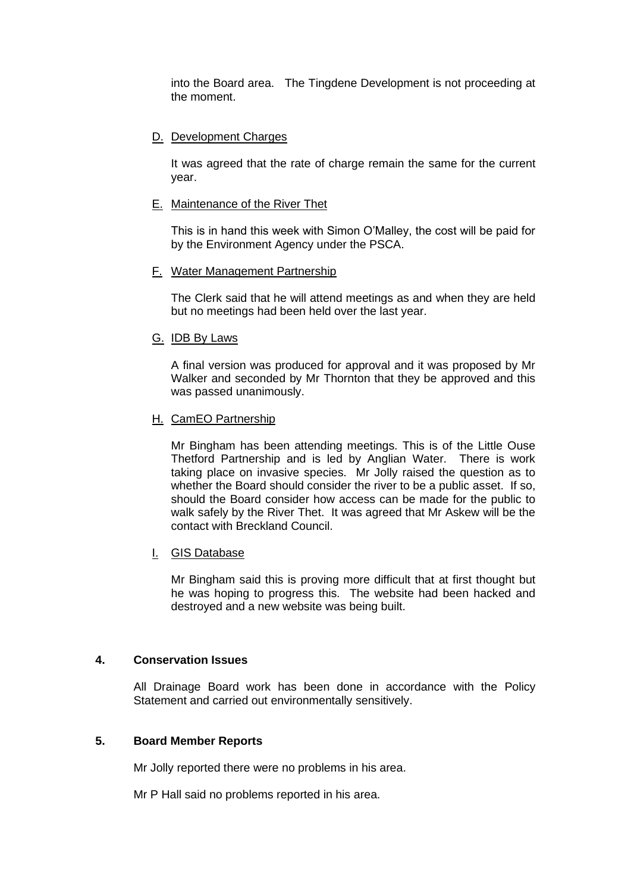into the Board area. The Tingdene Development is not proceeding at the moment.

D. Development Charges

It was agreed that the rate of charge remain the same for the current year.

E. Maintenance of the River Thet

This is in hand this week with Simon O'Malley, the cost will be paid for by the Environment Agency under the PSCA.

F. Water Management Partnership

The Clerk said that he will attend meetings as and when they are held but no meetings had been held over the last year.

G. IDB By Laws

A final version was produced for approval and it was proposed by Mr Walker and seconded by Mr Thornton that they be approved and this was passed unanimously.

H. CamEO Partnership

Mr Bingham has been attending meetings. This is of the Little Ouse Thetford Partnership and is led by Anglian Water. There is work taking place on invasive species. Mr Jolly raised the question as to whether the Board should consider the river to be a public asset. If so, should the Board consider how access can be made for the public to walk safely by the River Thet. It was agreed that Mr Askew will be the contact with Breckland Council.

I. GIS Database

Mr Bingham said this is proving more difficult that at first thought but he was hoping to progress this. The website had been hacked and destroyed and a new website was being built.

**4. Conservation Issues**

All Drainage Board work has been done in accordance with the Policy Statement and carried out environmentally sensitively.

**5. Board Member Reports**

Mr Jolly reported there were no problems in his area.

Mr P Hall said no problems reported in his area.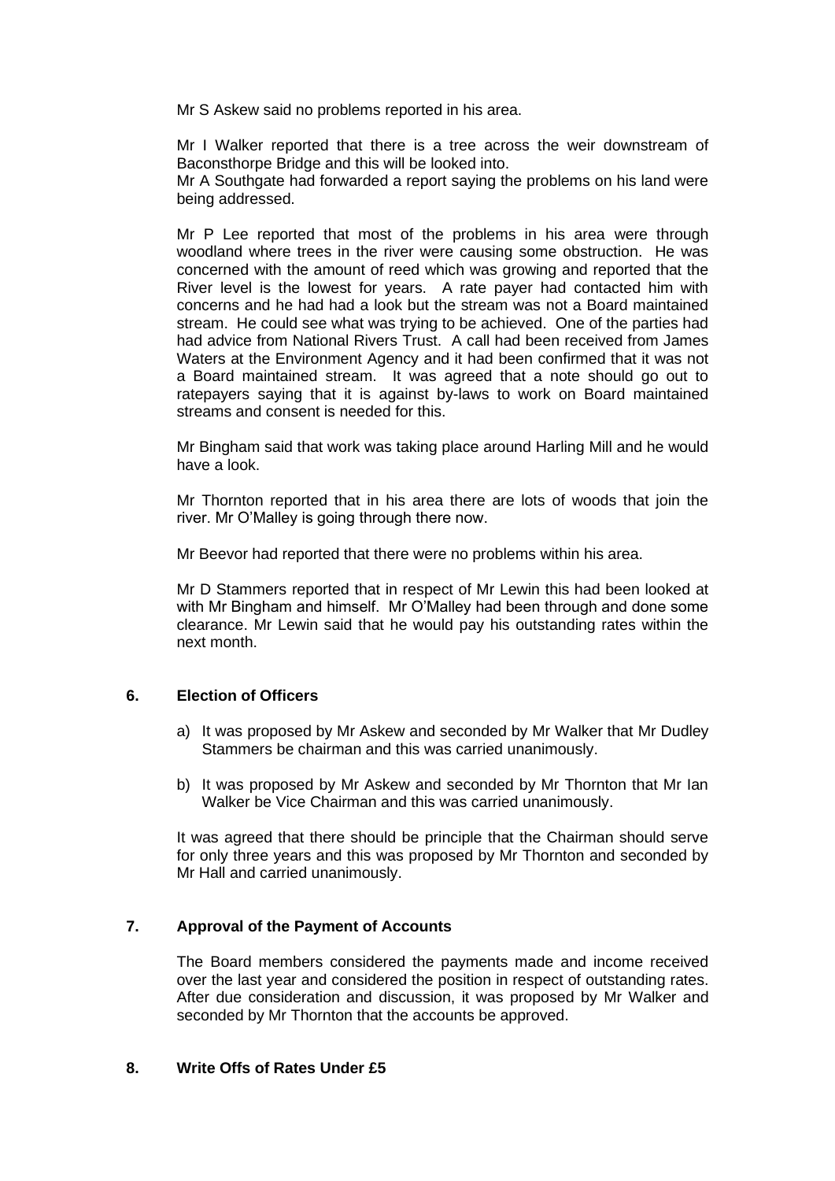Mr S Askew said no problems reported in his area.

Mr I Walker reported that there is a tree across the weir downstream of Baconsthorpe Bridge and this will be looked into.
Mr A Southgate had forwarded a report saying the problems on his land were being addressed.

Mr P Lee reported that most of the problems in his area were through woodland where trees in the river were causing some obstruction. He was concerned with the amount of reed which was growing and reported that the River level is the lowest for years. A rate payer had contacted him with concerns and he had had a look but the stream was not a Board maintained stream. He could see what was trying to be achieved. One of the parties had had advice from National Rivers Trust. A call had been received from James Waters at the Environment Agency and it had been confirmed that it was not a Board maintained stream. It was agreed that a note should go out to ratepayers saying that it is against by-laws to work on Board maintained streams and consent is needed for this.

Mr Bingham said that work was taking place around Harling Mill and he would have a look.

Mr Thornton reported that in his area there are lots of woods that join the river. Mr O'Malley is going through there now.

Mr Beevor had reported that there were no problems within his area.

Mr D Stammers reported that in respect of Mr Lewin this had been looked at with Mr Bingham and himself. Mr O'Malley had been through and done some clearance. Mr Lewin said that he would pay his outstanding rates within the next month.

## 6. Election of Officers

a) It was proposed by Mr Askew and seconded by Mr Walker that Mr Dudley Stammers be chairman and this was carried unanimously.

b) It was proposed by Mr Askew and seconded by Mr Thornton that Mr Ian Walker be Vice Chairman and this was carried unanimously.

It was agreed that there should be principle that the Chairman should serve for only three years and this was proposed by Mr Thornton and seconded by Mr Hall and carried unanimously.

## 7. Approval of the Payment of Accounts

The Board members considered the payments made and income received over the last year and considered the position in respect of outstanding rates. After due consideration and discussion, it was proposed by Mr Walker and seconded by Mr Thornton that the accounts be approved.

## 8. Write Offs of Rates Under £5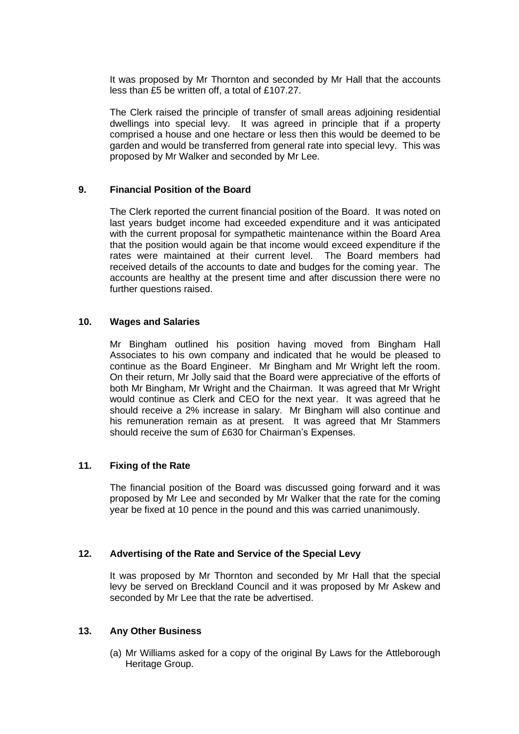It was proposed by Mr Thornton and seconded by Mr Hall that the accounts less than £5 be written off, a total of £107.27.

The Clerk raised the principle of transfer of small areas adjoining residential dwellings into special levy. It was agreed in principle that if a property comprised a house and one hectare or less then this would be deemed to be garden and would be transferred from general rate into special levy. This was proposed by Mr Walker and seconded by Mr Lee.

## 9. Financial Position of the Board

The Clerk reported the current financial position of the Board. It was noted on last years budget income had exceeded expenditure and it was anticipated with the current proposal for sympathetic maintenance within the Board Area that the position would again be that income would exceed expenditure if the rates were maintained at their current level. The Board members had received details of the accounts to date and budges for the coming year. The accounts are healthy at the present time and after discussion there were no further questions raised.

## 10. Wages and Salaries

Mr Bingham outlined his position having moved from Bingham Hall Associates to his own company and indicated that he would be pleased to continue as the Board Engineer. Mr Bingham and Mr Wright left the room. On their return, Mr Jolly said that the Board were appreciative of the efforts of both Mr Bingham, Mr Wright and the Chairman. It was agreed that Mr Wright would continue as Clerk and CEO for the next year. It was agreed that he should receive a 2% increase in salary. Mr Bingham will also continue and his remuneration remain as at present. It was agreed that Mr Stammers should receive the sum of £630 for Chairman's Expenses.

## 11. Fixing of the Rate

The financial position of the Board was discussed going forward and it was proposed by Mr Lee and seconded by Mr Walker that the rate for the coming year be fixed at 10 pence in the pound and this was carried unanimously.

## 12. Advertising of the Rate and Service of the Special Levy

It was proposed by Mr Thornton and seconded by Mr Hall that the special levy be served on Breckland Council and it was proposed by Mr Askew and seconded by Mr Lee that the rate be advertised.

## 13. Any Other Business

(a) Mr Williams asked for a copy of the original By Laws for the Attleborough Heritage Group.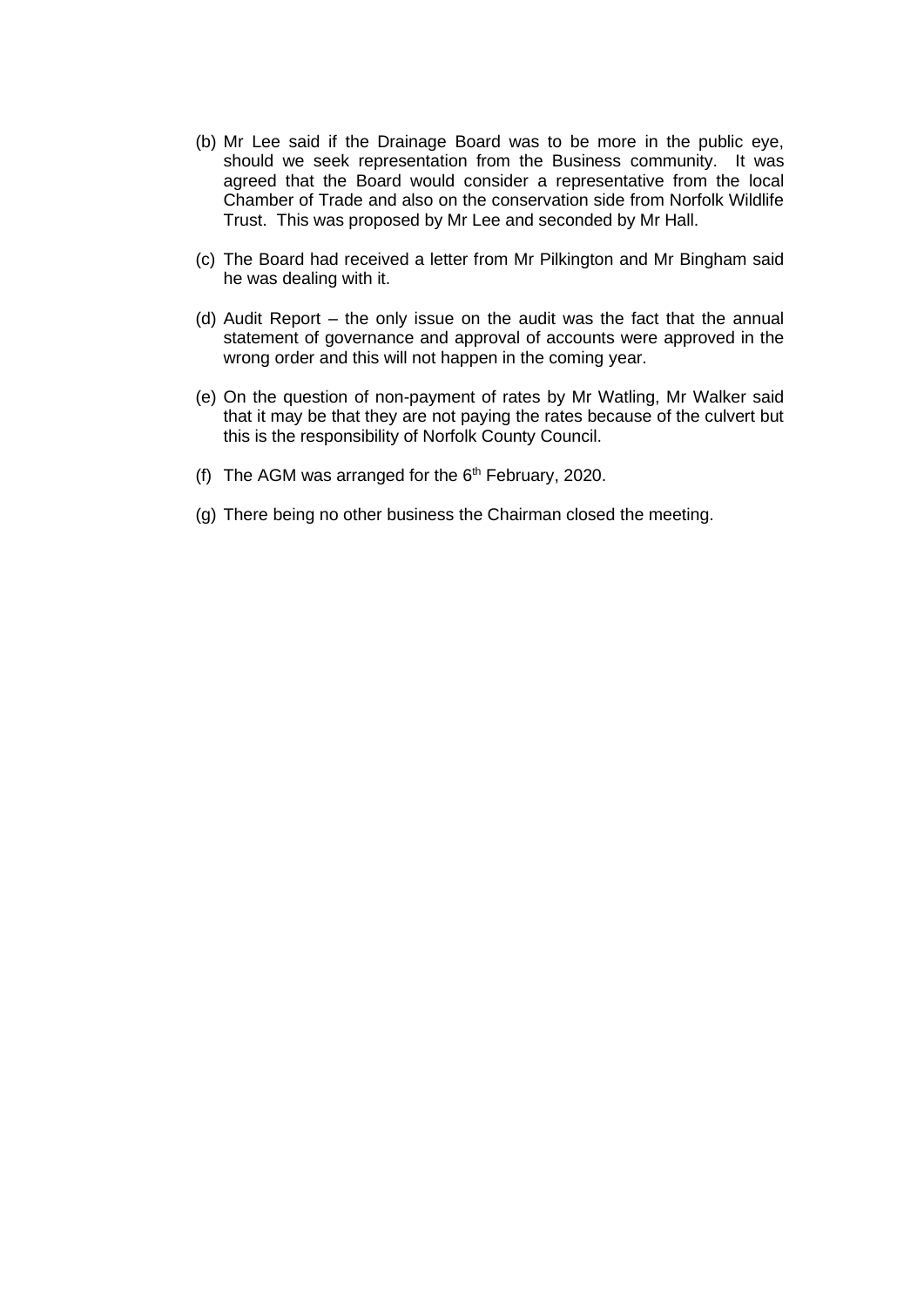(b) Mr Lee said if the Drainage Board was to be more in the public eye, should we seek representation from the Business community. It was agreed that the Board would consider a representative from the local Chamber of Trade and also on the conservation side from Norfolk Wildlife Trust. This was proposed by Mr Lee and seconded by Mr Hall.

(c) The Board had received a letter from Mr Pilkington and Mr Bingham said he was dealing with it.

(d) Audit Report – the only issue on the audit was the fact that the annual statement of governance and approval of accounts were approved in the wrong order and this will not happen in the coming year.

(e) On the question of non-payment of rates by Mr Watling, Mr Walker said that it may be that they are not paying the rates because of the culvert but this is the responsibility of Norfolk County Council.

(f) The AGM was arranged for the 6th February, 2020.

(g) There being no other business the Chairman closed the meeting.